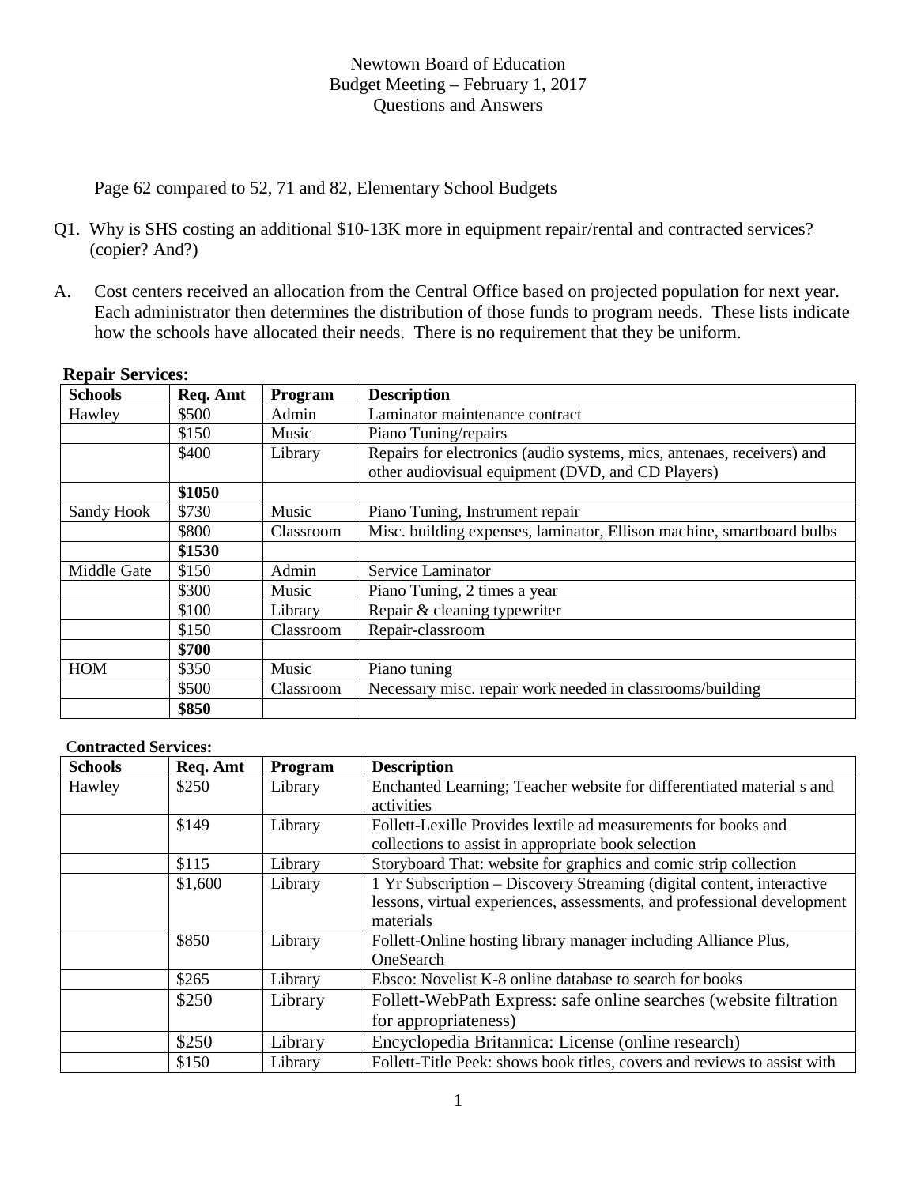Newtown Board of Education
Budget Meeting – February 1, 2017
Questions and Answers

Page 62 compared to 52, 71 and 82, Elementary School Budgets

Q1. Why is SHS costing an additional $10-13K more in equipment repair/rental and contracted services? (copier? And?)

A. Cost centers received an allocation from the Central Office based on projected population for next year. Each administrator then determines the distribution of those funds to program needs. These lists indicate how the schools have allocated their needs. There is no requirement that they be uniform.

**Repair Services:**

| Schools | Req. Amt | Program | Description |
|---|---|---|---|
| Hawley | $500 | Admin | Laminator maintenance contract |
| | $150 | Music | Piano Tuning/repairs |
| | $400 | Library | Repairs for electronics (audio systems, mics, antenaes, receivers) and other audiovisual equipment (DVD, and CD Players) |
| | **$1050** | | |
| Sandy Hook | $730 | Music | Piano Tuning, Instrument repair |
| | $800 | Classroom | Misc. building expenses, laminator, Ellison machine, smartboard bulbs |
| | **$1530** | | |
| Middle Gate | $150 | Admin | Service Laminator |
| | $300 | Music | Piano Tuning, 2 times a year |
| | $100 | Library | Repair & cleaning typewriter |
| | $150 | Classroom | Repair-classroom |
| | **$700** | | |
| HOM | $350 | Music | Piano tuning |
| | $500 | Classroom | Necessary misc. repair work needed in classrooms/building |
| | **$850** | | |

**Contracted Services:**

| Schools | Req. Amt | Program | Description |
|---|---|---|---|
| Hawley | $250 | Library | Enchanted Learning; Teacher website for differentiated material s and activities |
| | $149 | Library | Follett-Lexille Provides lextile ad measurements for books and collections to assist in appropriate book selection |
| | $115 | Library | Storyboard That: website for graphics and comic strip collection |
| | $1,600 | Library | 1 Yr Subscription – Discovery Streaming (digital content, interactive lessons, virtual experiences, assessments, and professional development materials |
| | $850 | Library | Follett-Online hosting library manager including Alliance Plus, OneSearch |
| | $265 | Library | Ebsco: Novelist K-8 online database to search for books |
| | $250 | Library | Follett-WebPath Express: safe online searches (website filtration for appropriateness) |
| | $250 | Library | Encyclopedia Britannica: License (online research) |
| | $150 | Library | Follett-Title Peek: shows book titles, covers and reviews to assist with |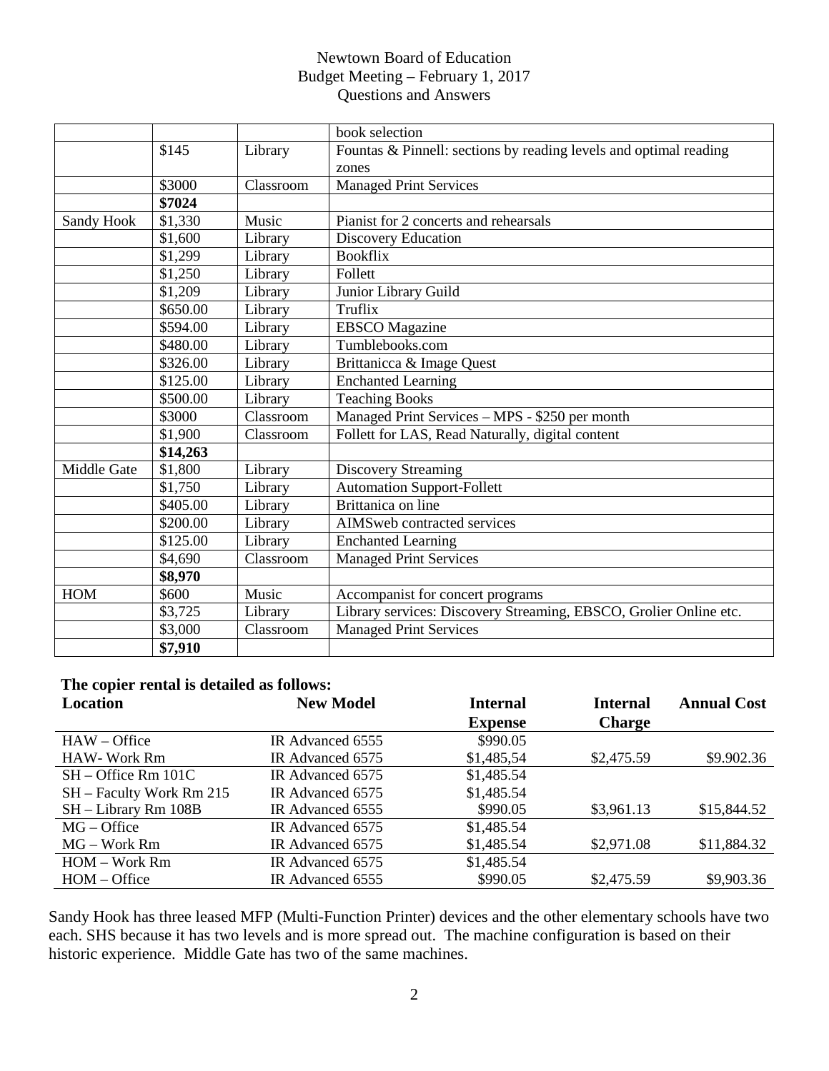Newtown Board of Education
Budget Meeting – February 1, 2017
Questions and Answers

| | | | |
|---|---|---|---|
| | | | book selection |
| | $145 | Library | Fountas & Pinnell: sections by reading levels and optimal reading zones |
| | $3000 | Classroom | Managed Print Services |
| | **$7024** | | |
| Sandy Hook | $1,330 | Music | Pianist for 2 concerts and rehearsals |
| | $1,600 | Library | Discovery Education |
| | $1,299 | Library | Bookflix |
| | $1,250 | Library | Follett |
| | $1,209 | Library | Junior Library Guild |
| | $650.00 | Library | Truflix |
| | $594.00 | Library | EBSCO Magazine |
| | $480.00 | Library | Tumblebooks.com |
| | $326.00 | Library | Brittanicca & Image Quest |
| | $125.00 | Library | Enchanted Learning |
| | $500.00 | Library | Teaching Books |
| | $3000 | Classroom | Managed Print Services – MPS - $250 per month |
| | $1,900 | Classroom | Follett for LAS, Read Naturally, digital content |
| | **$14,263** | | |
| Middle Gate | $1,800 | Library | Discovery Streaming |
| | $1,750 | Library | Automation Support-Follett |
| | $405.00 | Library | Brittanica on line |
| | $200.00 | Library | AIMSweb contracted services |
| | $125.00 | Library | Enchanted Learning |
| | $4,690 | Classroom | Managed Print Services |
| | **$8,970** | | |
| HOM | $600 | Music | Accompanist for concert programs |
| | $3,725 | Library | Library services: Discovery Streaming, EBSCO, Grolier Online etc. |
| | $3,000 | Classroom | Managed Print Services |
| | **$7,910** | | |

**The copier rental is detailed as follows:**

| **Location** | **New Model** | **Internal Expense** | **Internal Charge** | **Annual Cost** |
|---|---|---|---|---|
| HAW – Office | IR Advanced 6555 | $990.05 | | |
| HAW- Work Rm | IR Advanced 6575 | $1,485,54 | $2,475.59 | $9.902.36 |
| SH – Office Rm 101C | IR Advanced 6575 | $1,485.54 | | |
| SH – Faculty Work Rm 215 | IR Advanced 6575 | $1,485.54 | | |
| SH – Library Rm 108B | IR Advanced 6555 | $990.05 | $3,961.13 | $15,844.52 |
| MG – Office | IR Advanced 6575 | $1,485.54 | | |
| MG – Work Rm | IR Advanced 6575 | $1,485.54 | $2,971.08 | $11,884.32 |
| HOM – Work Rm | IR Advanced 6575 | $1,485.54 | | |
| HOM – Office | IR Advanced 6555 | $990.05 | $2,475.59 | $9,903.36 |

Sandy Hook has three leased MFP (Multi-Function Printer) devices and the other elementary schools have two each. SHS because it has two levels and is more spread out. The machine configuration is based on their historic experience. Middle Gate has two of the same machines.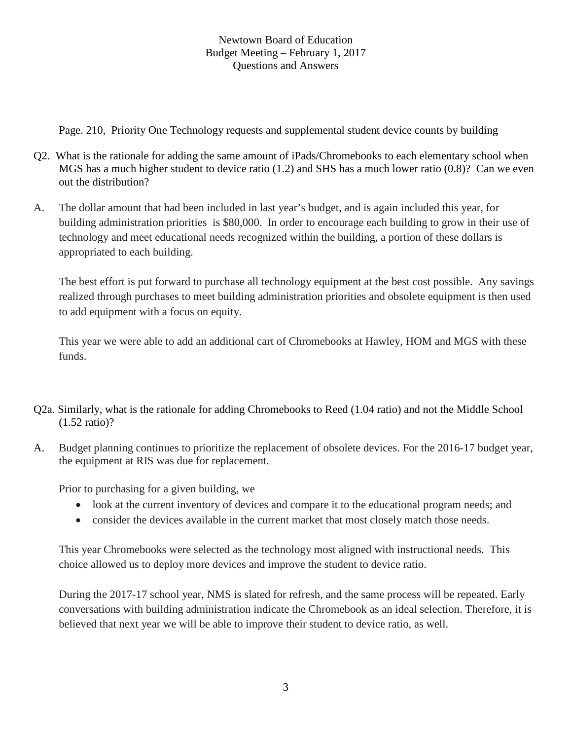Newtown Board of Education
Budget Meeting – February 1, 2017
Questions and Answers

Page. 210, Priority One Technology requests and supplemental student device counts by building

Q2. What is the rationale for adding the same amount of iPads/Chromebooks to each elementary school when MGS has a much higher student to device ratio (1.2) and SHS has a much lower ratio (0.8)? Can we even out the distribution?

A. The dollar amount that had been included in last year's budget, and is again included this year, for building administration priorities is $80,000. In order to encourage each building to grow in their use of technology and meet educational needs recognized within the building, a portion of these dollars is appropriated to each building.

The best effort is put forward to purchase all technology equipment at the best cost possible. Any savings realized through purchases to meet building administration priorities and obsolete equipment is then used to add equipment with a focus on equity.

This year we were able to add an additional cart of Chromebooks at Hawley, HOM and MGS with these funds.

Q2a. Similarly, what is the rationale for adding Chromebooks to Reed (1.04 ratio) and not the Middle School (1.52 ratio)?

A. Budget planning continues to prioritize the replacement of obsolete devices. For the 2016-17 budget year, the equipment at RIS was due for replacement.

Prior to purchasing for a given building, we

- look at the current inventory of devices and compare it to the educational program needs; and
- consider the devices available in the current market that most closely match those needs.

This year Chromebooks were selected as the technology most aligned with instructional needs. This choice allowed us to deploy more devices and improve the student to device ratio.

During the 2017-17 school year, NMS is slated for refresh, and the same process will be repeated. Early conversations with building administration indicate the Chromebook as an ideal selection. Therefore, it is believed that next year we will be able to improve their student to device ratio, as well.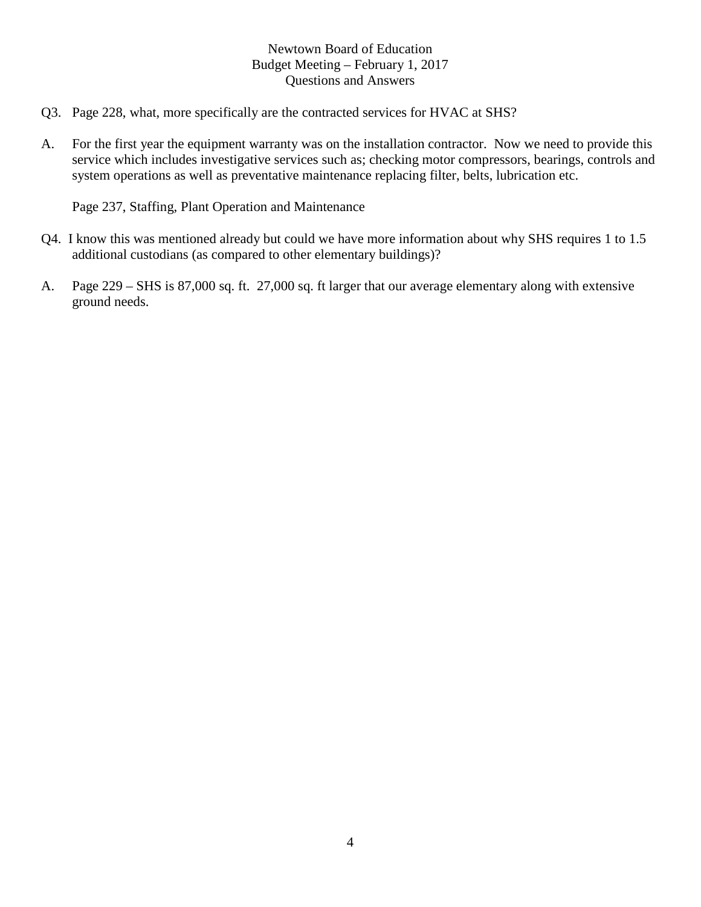Newtown Board of Education
Budget Meeting – February 1, 2017
Questions and Answers

Q3. Page 228, what, more specifically are the contracted services for HVAC at SHS?

A. For the first year the equipment warranty was on the installation contractor. Now we need to provide this service which includes investigative services such as; checking motor compressors, bearings, controls and system operations as well as preventative maintenance replacing filter, belts, lubrication etc.

Page 237, Staffing, Plant Operation and Maintenance

Q4. I know this was mentioned already but could we have more information about why SHS requires 1 to 1.5 additional custodians (as compared to other elementary buildings)?

A. Page 229 – SHS is 87,000 sq. ft. 27,000 sq. ft larger that our average elementary along with extensive ground needs.